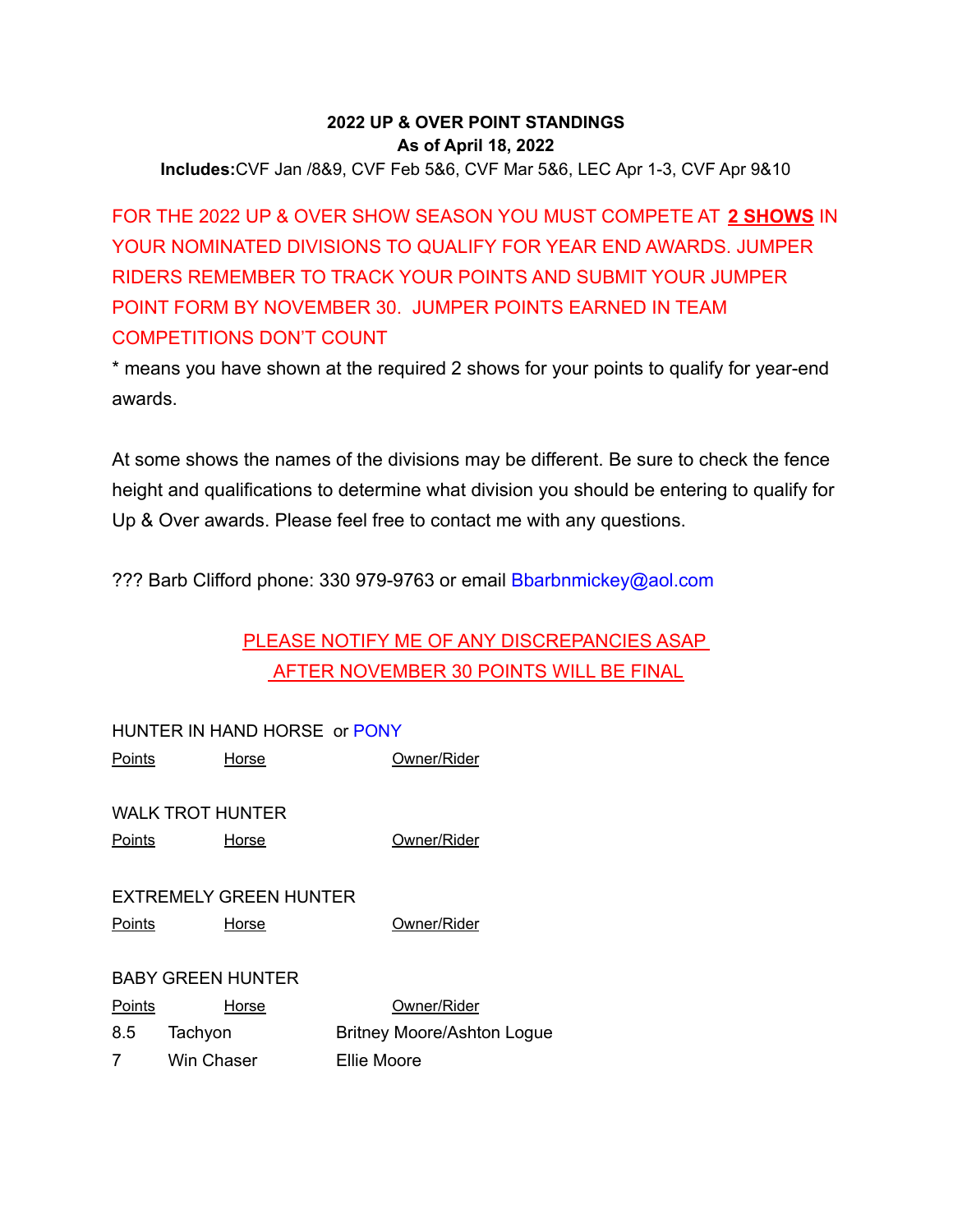**2022 UP & OVER POINT STANDINGS**
**As of April 18, 2022**
**Includes:**CVF Jan /8&9, CVF Feb 5&6, CVF Mar 5&6, LEC Apr 1-3, CVF Apr 9&10

FOR THE 2022 UP & OVER SHOW SEASON YOU MUST COMPETE AT **2 SHOWS** IN YOUR NOMINATED DIVISIONS TO QUALIFY FOR YEAR END AWARDS. JUMPER RIDERS REMEMBER TO TRACK YOUR POINTS AND SUBMIT YOUR JUMPER POINT FORM BY NOVEMBER 30. JUMPER POINTS EARNED IN TEAM COMPETITIONS DON'T COUNT

* means you have shown at the required 2 shows for your points to qualify for year-end awards.

At some shows the names of the divisions may be different. Be sure to check the fence height and qualifications to determine what division you should be entering to qualify for Up & Over awards. Please feel free to contact me with any questions.

??? Barb Clifford phone: 330 979-9763 or email Bbarbnmickey@aol.com

PLEASE NOTIFY ME OF ANY DISCREPANCIES ASAP
AFTER NOVEMBER 30 POINTS WILL BE FINAL

HUNTER IN HAND HORSE or PONY

| Points | Horse | Owner/Rider |
|---|---|---|

WALK TROT HUNTER

| Points | Horse | Owner/Rider |
|---|---|---|

EXTREMELY GREEN HUNTER

| Points | Horse | Owner/Rider |
|---|---|---|

BABY GREEN HUNTER

| Points | Horse | Owner/Rider |
|---|---|---|
| 8.5 | Tachyon | Britney Moore/Ashton Logue |
| 7 | Win Chaser | Ellie Moore |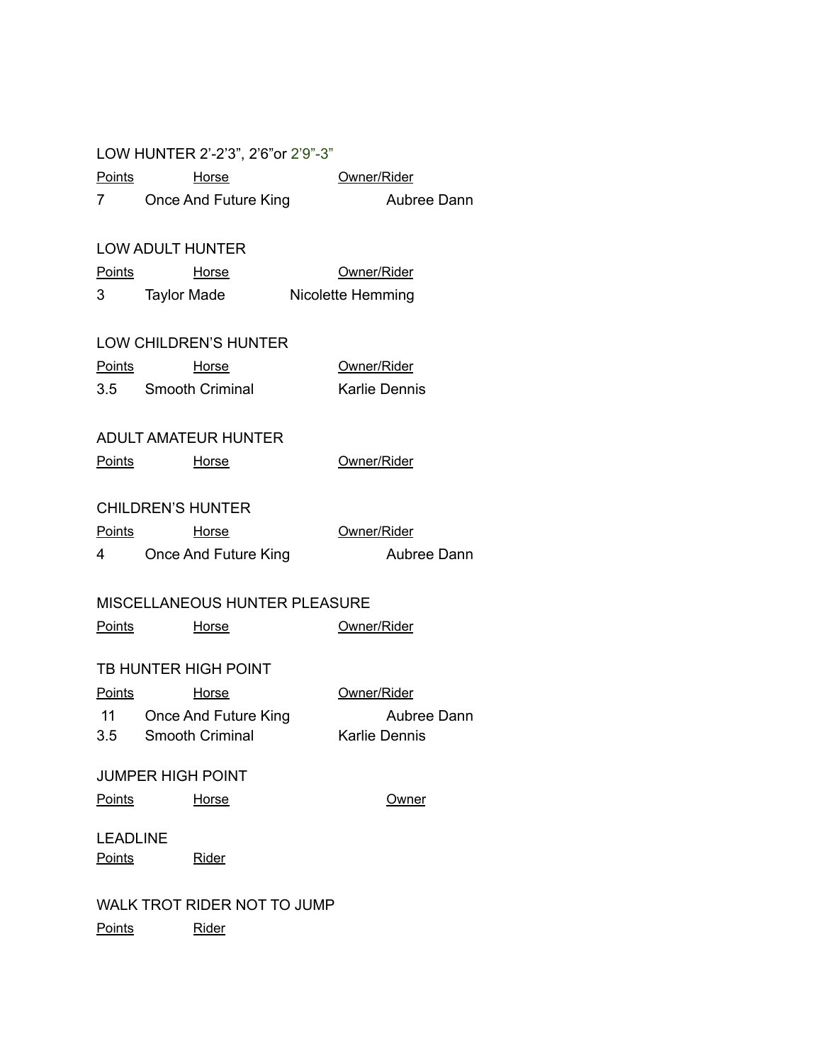LOW HUNTER 2'-2'3", 2'6"or 2'9"-3"

| Points | Horse | Owner/Rider |
|---|---|---|
| 7 | Once And Future King | Aubree Dann |

LOW ADULT HUNTER

| Points | Horse | Owner/Rider |
|---|---|---|
| 3 | Taylor Made | Nicolette Hemming |

LOW CHILDREN'S HUNTER

| Points | Horse | Owner/Rider |
|---|---|---|
| 3.5 | Smooth Criminal | Karlie Dennis |

ADULT AMATEUR HUNTER

| Points | Horse | Owner/Rider |
|---|---|---|

CHILDREN'S HUNTER

| Points | Horse | Owner/Rider |
|---|---|---|
| 4 | Once And Future King | Aubree Dann |

MISCELLANEOUS HUNTER PLEASURE

| Points | Horse | Owner/Rider |
|---|---|---|

TB HUNTER HIGH POINT

| Points | Horse | Owner/Rider |
|---|---|---|
| 11 | Once And Future King | Aubree Dann |
| 3.5 | Smooth Criminal | Karlie Dennis |

JUMPER HIGH POINT

| Points | Horse | Owner |
|---|---|---|

LEADLINE

| Points | Rider |
|---|---|

WALK TROT RIDER NOT TO JUMP

| Points | Rider |
|---|---|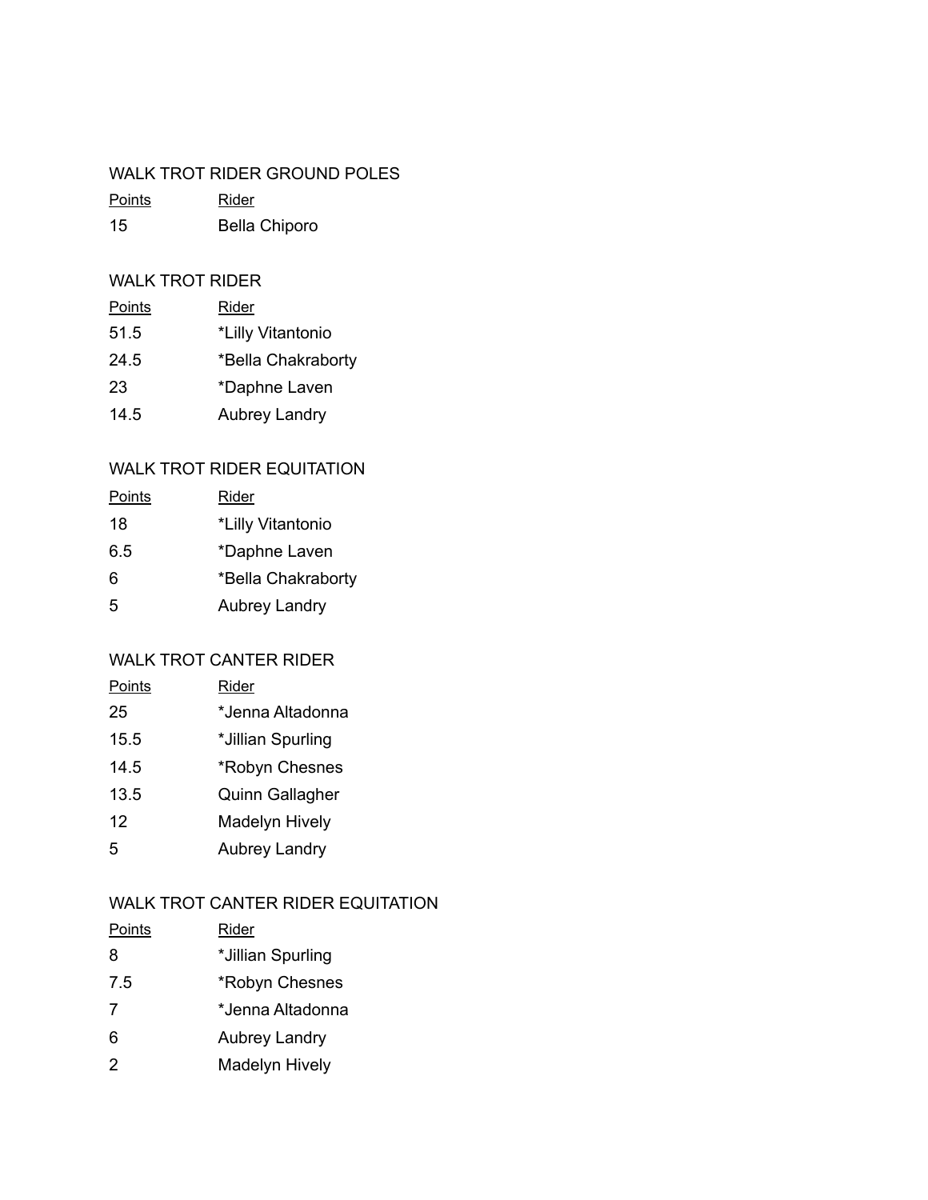WALK TROT RIDER GROUND POLES

| Points | Rider |
|---|---|
| 15 | Bella Chiporo |

WALK TROT RIDER

| Points | Rider |
|---|---|
| 51.5 | *Lilly Vitantonio |
| 24.5 | *Bella Chakraborty |
| 23 | *Daphne Laven |
| 14.5 | Aubrey Landry |

WALK TROT RIDER EQUITATION

| Points | Rider |
|---|---|
| 18 | *Lilly Vitantonio |
| 6.5 | *Daphne Laven |
| 6 | *Bella Chakraborty |
| 5 | Aubrey Landry |

WALK TROT CANTER RIDER

| Points | Rider |
|---|---|
| 25 | *Jenna Altadonna |
| 15.5 | *Jillian Spurling |
| 14.5 | *Robyn Chesnes |
| 13.5 | Quinn Gallagher |
| 12 | Madelyn Hively |
| 5 | Aubrey Landry |

WALK TROT CANTER RIDER EQUITATION

| Points | Rider |
|---|---|
| 8 | *Jillian Spurling |
| 7.5 | *Robyn Chesnes |
| 7 | *Jenna Altadonna |
| 6 | Aubrey Landry |
| 2 | Madelyn Hively |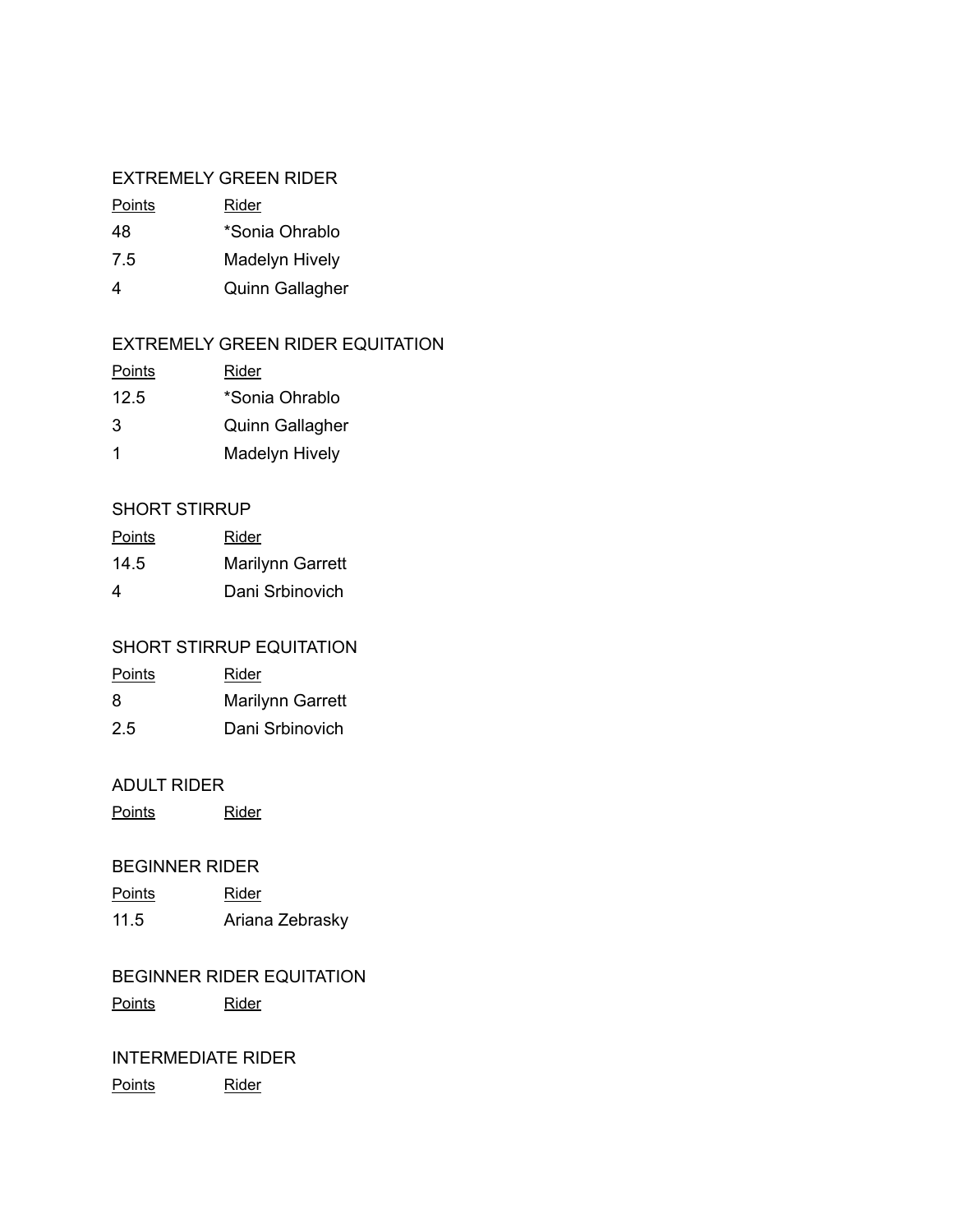## EXTREMELY GREEN RIDER

| Points | Rider |
| --- | --- |
| 48 | *Sonia Ohrablo |
| 7.5 | Madelyn Hively |
| 4 | Quinn Gallagher |

## EXTREMELY GREEN RIDER EQUITATION

| Points | Rider |
| --- | --- |
| 12.5 | *Sonia Ohrablo |
| 3 | Quinn Gallagher |
| 1 | Madelyn Hively |

## SHORT STIRRUP

| Points | Rider |
| --- | --- |
| 14.5 | Marilynn Garrett |
| 4 | Dani Srbinovich |

## SHORT STIRRUP EQUITATION

| Points | Rider |
| --- | --- |
| 8 | Marilynn Garrett |
| 2.5 | Dani Srbinovich |

## ADULT RIDER

| Points | Rider |
| --- | --- |

## BEGINNER RIDER

| Points | Rider |
| --- | --- |
| 11.5 | Ariana Zebrasky |

## BEGINNER RIDER EQUITATION

| Points | Rider |
| --- | --- |

## INTERMEDIATE RIDER

| Points | Rider |
| --- | --- |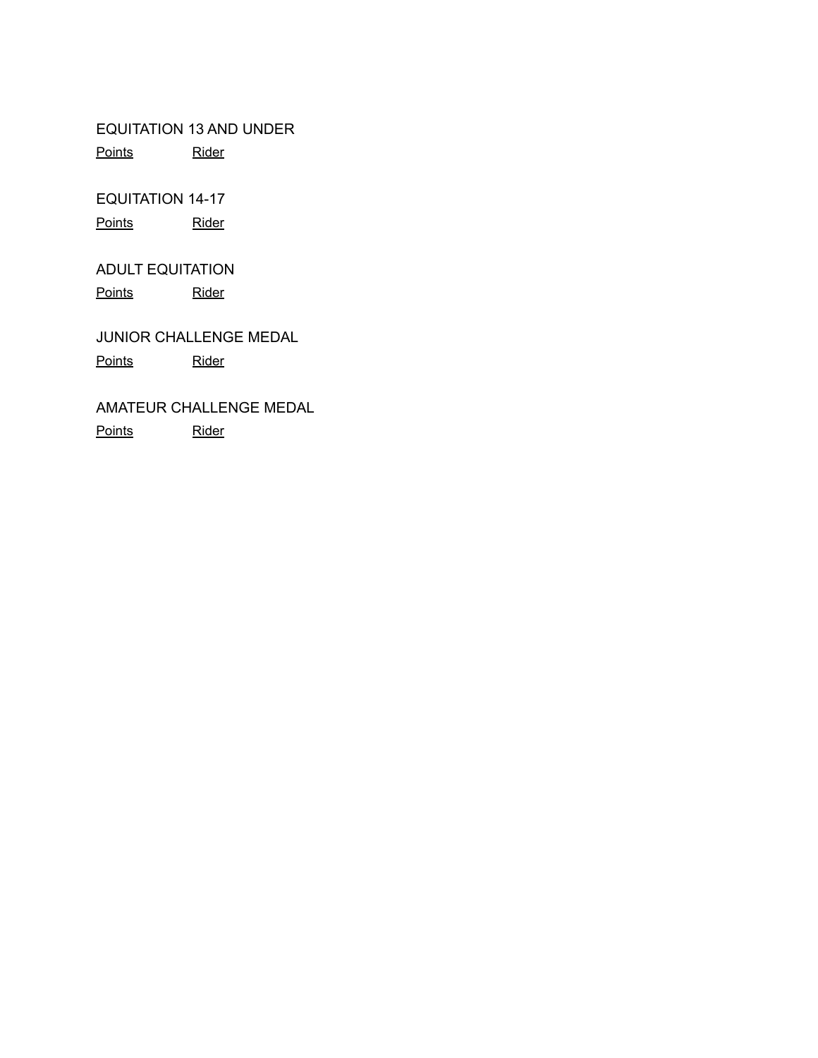EQUITATION 13 AND UNDER

| Points | Rider |
| --- | --- |

EQUITATION 14-17

| Points | Rider |
| --- | --- |

ADULT EQUITATION

| Points | Rider |
| --- | --- |

JUNIOR CHALLENGE MEDAL

| Points | Rider |
| --- | --- |

AMATEUR CHALLENGE MEDAL

| Points | Rider |
| --- | --- |